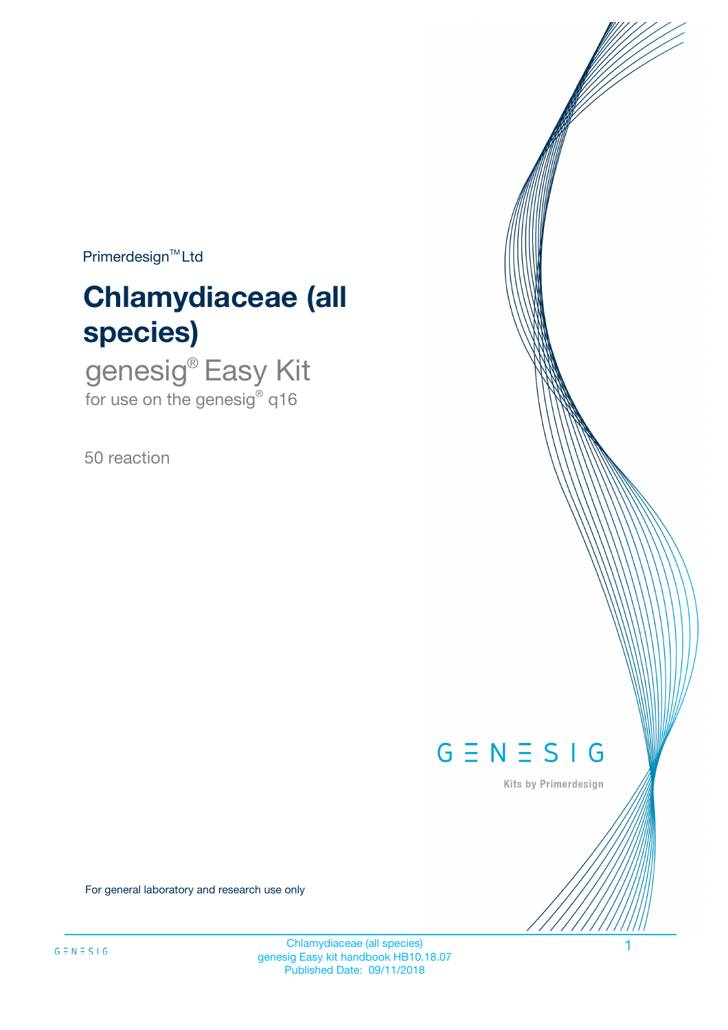Primerdesign™ Ltd

# Chlamydiaceae (all species)

## genesig® Easy Kit

for use on the genesig® q16

50 reaction

GENESIG

Kits by Primerdesign

For general laboratory and research use only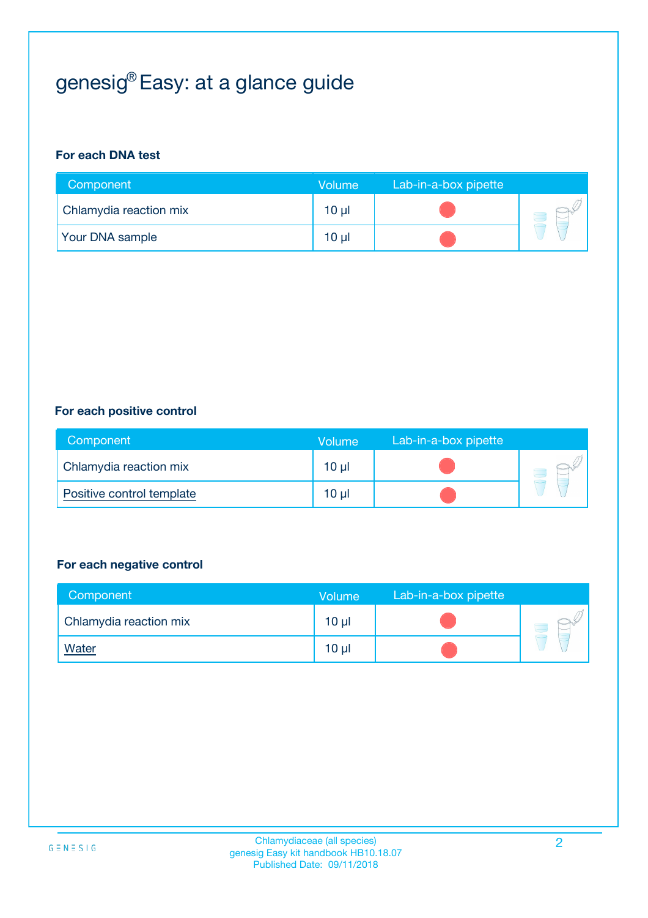# genesig® Easy: at a glance guide

**For each DNA test**

| Component | Volume | Lab-in-a-box pipette |
|---|---|---|
| Chlamydia reaction mix | 10 µl | 🔴 |
| Your DNA sample | 10 µl | 🔴 |

**For each positive control**

| Component | Volume | Lab-in-a-box pipette |
|---|---|---|
| Chlamydia reaction mix | 10 µl | 🔴 |
| Positive control template | 10 µl | 🔴 |

**For each negative control**

| Component | Volume | Lab-in-a-box pipette |
|---|---|---|
| Chlamydia reaction mix | 10 µl | 🔴 |
| Water | 10 µl | 🔴 |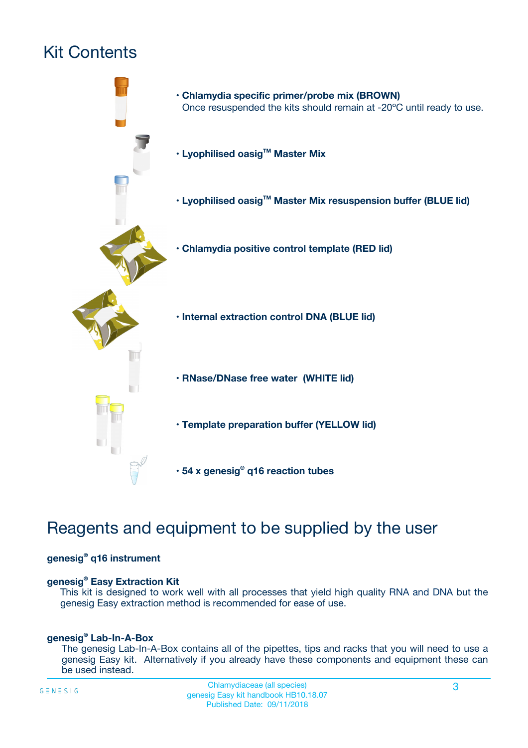# Kit Contents

- **Chlamydia specific primer/probe mix (BROWN)**
  Once resuspended the kits should remain at -20ºC until ready to use.
- **Lyophilised oasig™ Master Mix**
- **Lyophilised oasig™ Master Mix resuspension buffer (BLUE lid)**
- **Chlamydia positive control template (RED lid)**
- **Internal extraction control DNA (BLUE lid)**
- **RNase/DNase free water (WHITE lid)**
- **Template preparation buffer (YELLOW lid)**
- **54 x genesig® q16 reaction tubes**

# Reagents and equipment to be supplied by the user

**genesig® q16 instrument**

**genesig® Easy Extraction Kit**

This kit is designed to work well with all processes that yield high quality RNA and DNA but the genesig Easy extraction method is recommended for ease of use.

**genesig® Lab-In-A-Box**

The genesig Lab-In-A-Box contains all of the pipettes, tips and racks that you will need to use a genesig Easy kit. Alternatively if you already have these components and equipment these can be used instead.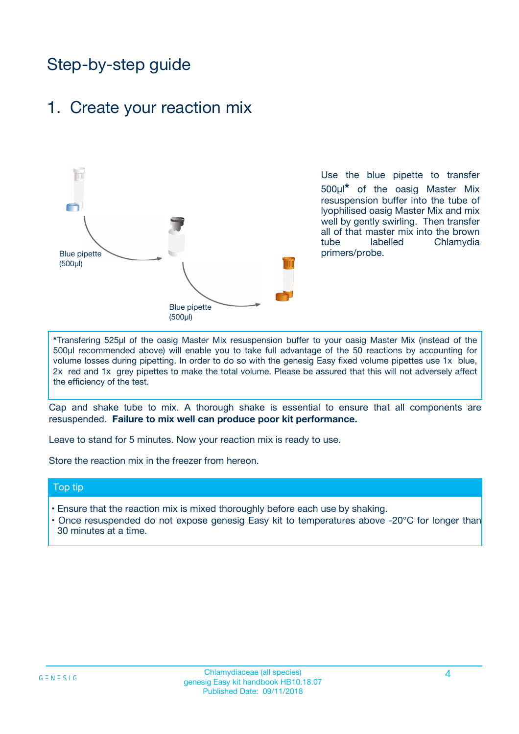# Step-by-step guide

## 1. Create your reaction mix

Blue pipette (500µl)

Blue pipette (500µl)

Use the blue pipette to transfer 500µl* of the oasig Master Mix resuspension buffer into the tube of lyophilised oasig Master Mix and mix well by gently swirling. Then transfer all of that master mix into the brown tube labelled Chlamydia primers/probe.

*Transfering 525µl of the oasig Master Mix resuspension buffer to your oasig Master Mix (instead of the 500µl recommended above) will enable you to take full advantage of the 50 reactions by accounting for volume losses during pipetting. In order to do so with the genesig Easy fixed volume pipettes use 1x blue, 2x red and 1x grey pipettes to make the total volume. Please be assured that this will not adversely affect the efficiency of the test.

Cap and shake tube to mix. A thorough shake is essential to ensure that all components are resuspended. **Failure to mix well can produce poor kit performance.**

Leave to stand for 5 minutes. Now your reaction mix is ready to use.

Store the reaction mix in the freezer from hereon.

**Top tip**

- Ensure that the reaction mix is mixed thoroughly before each use by shaking.
- Once resuspended do not expose genesig Easy kit to temperatures above -20°C for longer than 30 minutes at a time.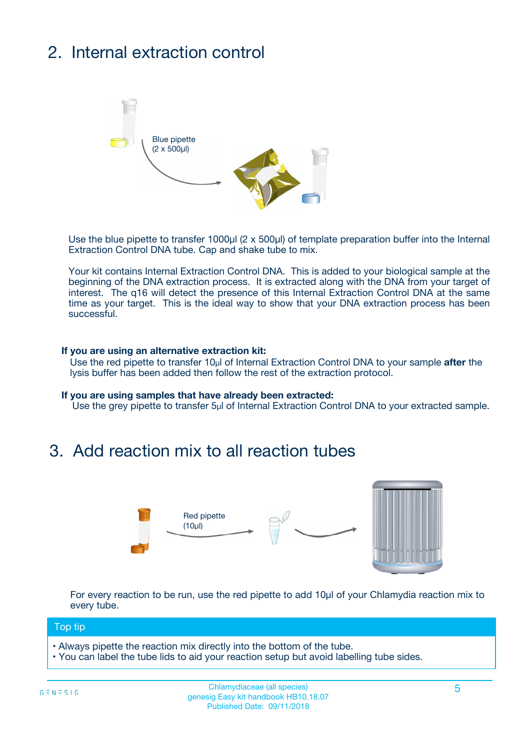## 2. Internal extraction control

Blue pipette
(2 x 500µl)

Use the blue pipette to transfer 1000µl (2 x 500µl) of template preparation buffer into the Internal Extraction Control DNA tube. Cap and shake tube to mix.

Your kit contains Internal Extraction Control DNA. This is added to your biological sample at the beginning of the DNA extraction process. It is extracted along with the DNA from your target of interest. The q16 will detect the presence of this Internal Extraction Control DNA at the same time as your target. This is the ideal way to show that your DNA extraction process has been successful.

**If you are using an alternative extraction kit:**
Use the red pipette to transfer 10µl of Internal Extraction Control DNA to your sample **after** the lysis buffer has been added then follow the rest of the extraction protocol.

**If you are using samples that have already been extracted:**
Use the grey pipette to transfer 5µl of Internal Extraction Control DNA to your extracted sample.

## 3. Add reaction mix to all reaction tubes

Red pipette
(10µl)

For every reaction to be run, use the red pipette to add 10µl of your Chlamydia reaction mix to every tube.

**Top tip**

- Always pipette the reaction mix directly into the bottom of the tube.
- You can label the tube lids to aid your reaction setup but avoid labelling tube sides.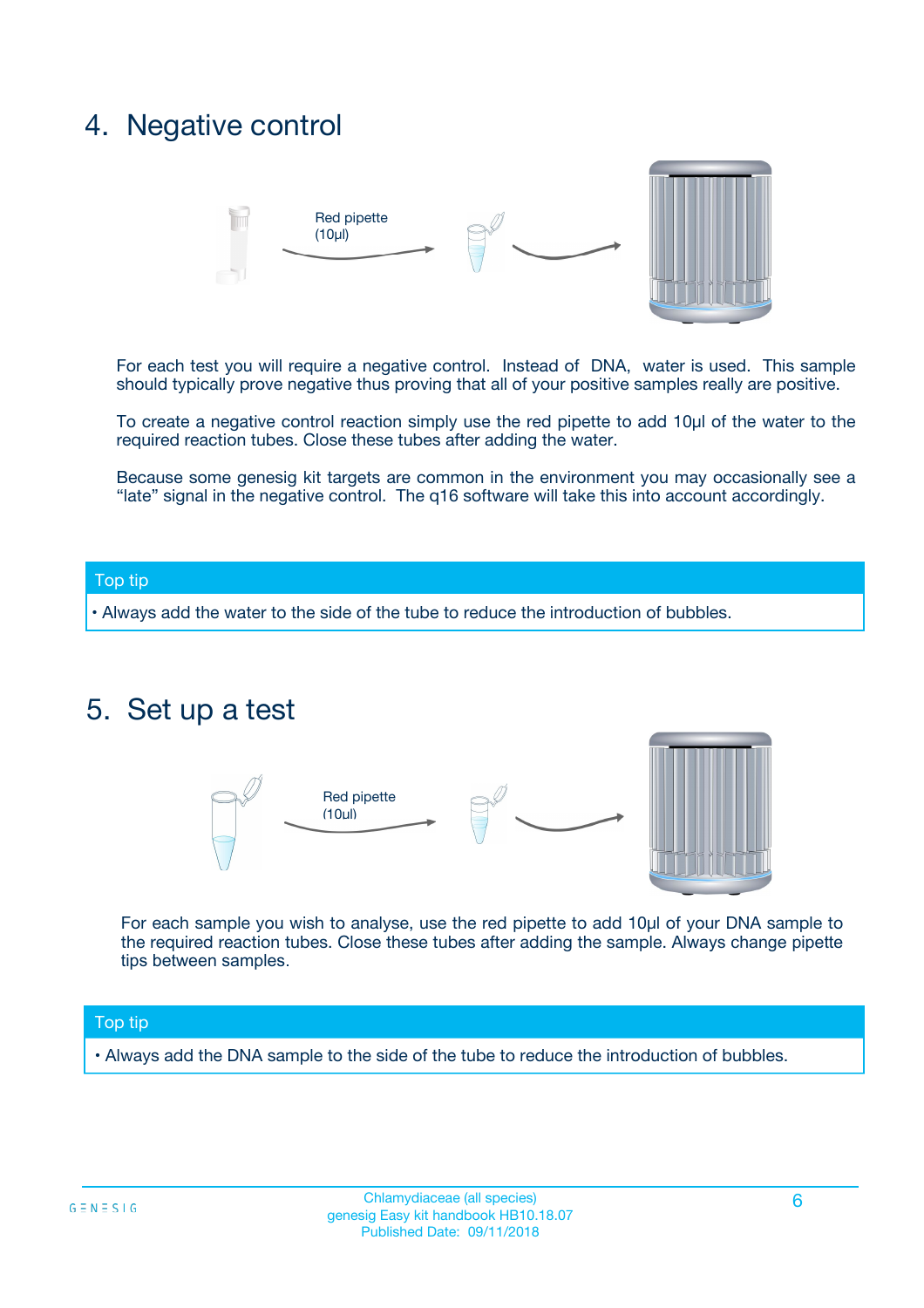## 4. Negative control

Red pipette (10µl)

For each test you will require a negative control. Instead of DNA, water is used. This sample should typically prove negative thus proving that all of your positive samples really are positive.

To create a negative control reaction simply use the red pipette to add 10µl of the water to the required reaction tubes. Close these tubes after adding the water.

Because some genesig kit targets are common in the environment you may occasionally see a "late" signal in the negative control. The q16 software will take this into account accordingly.

**Top tip**

- Always add the water to the side of the tube to reduce the introduction of bubbles.

## 5. Set up a test

Red pipette (10µl)

For each sample you wish to analyse, use the red pipette to add 10µl of your DNA sample to the required reaction tubes. Close these tubes after adding the sample. Always change pipette tips between samples.

**Top tip**

- Always add the DNA sample to the side of the tube to reduce the introduction of bubbles.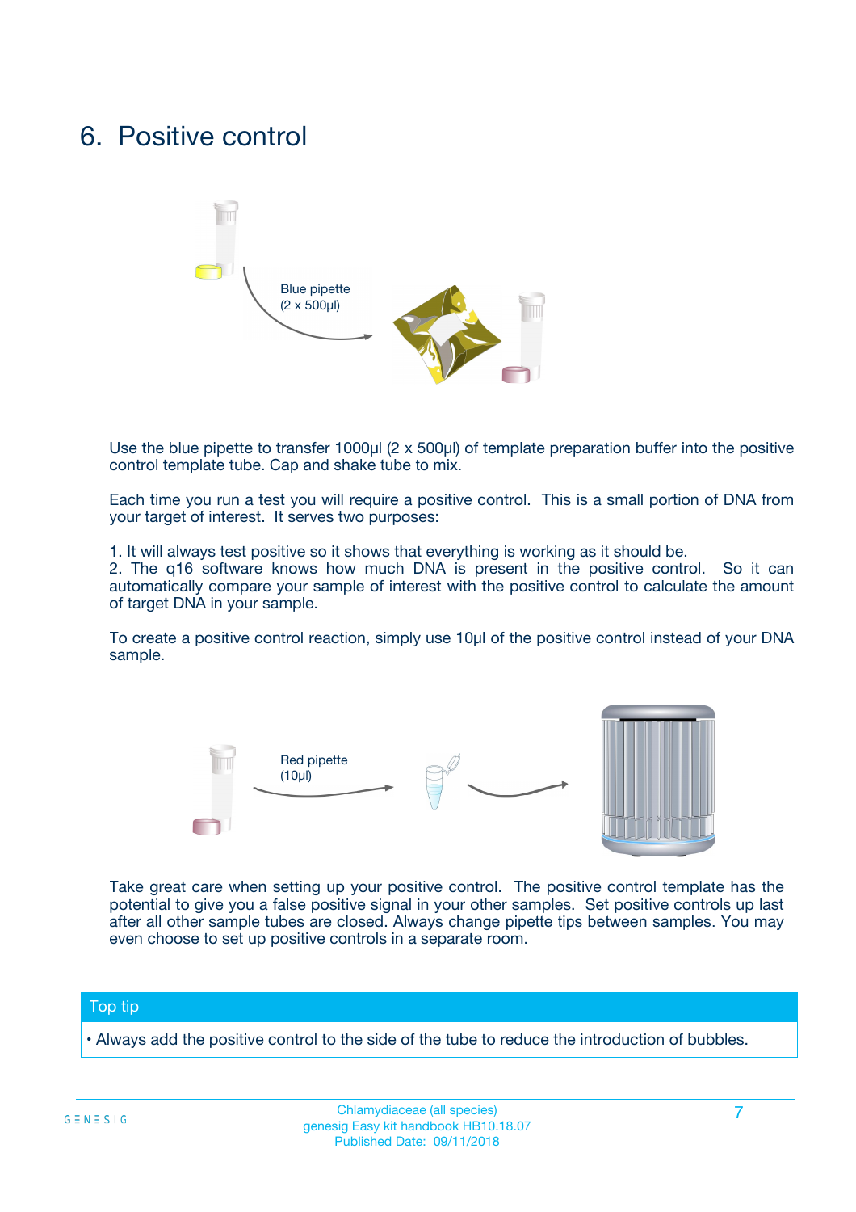# 6. Positive control

Blue pipette
(2 x 500µl)

Use the blue pipette to transfer 1000µl (2 x 500µl) of template preparation buffer into the positive control template tube. Cap and shake tube to mix.

Each time you run a test you will require a positive control. This is a small portion of DNA from your target of interest. It serves two purposes:

1. It will always test positive so it shows that everything is working as it should be.
2. The q16 software knows how much DNA is present in the positive control. So it can automatically compare your sample of interest with the positive control to calculate the amount of target DNA in your sample.

To create a positive control reaction, simply use 10µl of the positive control instead of your DNA sample.

Red pipette
(10µl)

Take great care when setting up your positive control. The positive control template has the potential to give you a false positive signal in your other samples. Set positive controls up last after all other sample tubes are closed. Always change pipette tips between samples. You may even choose to set up positive controls in a separate room.

**Top tip**

- Always add the positive control to the side of the tube to reduce the introduction of bubbles.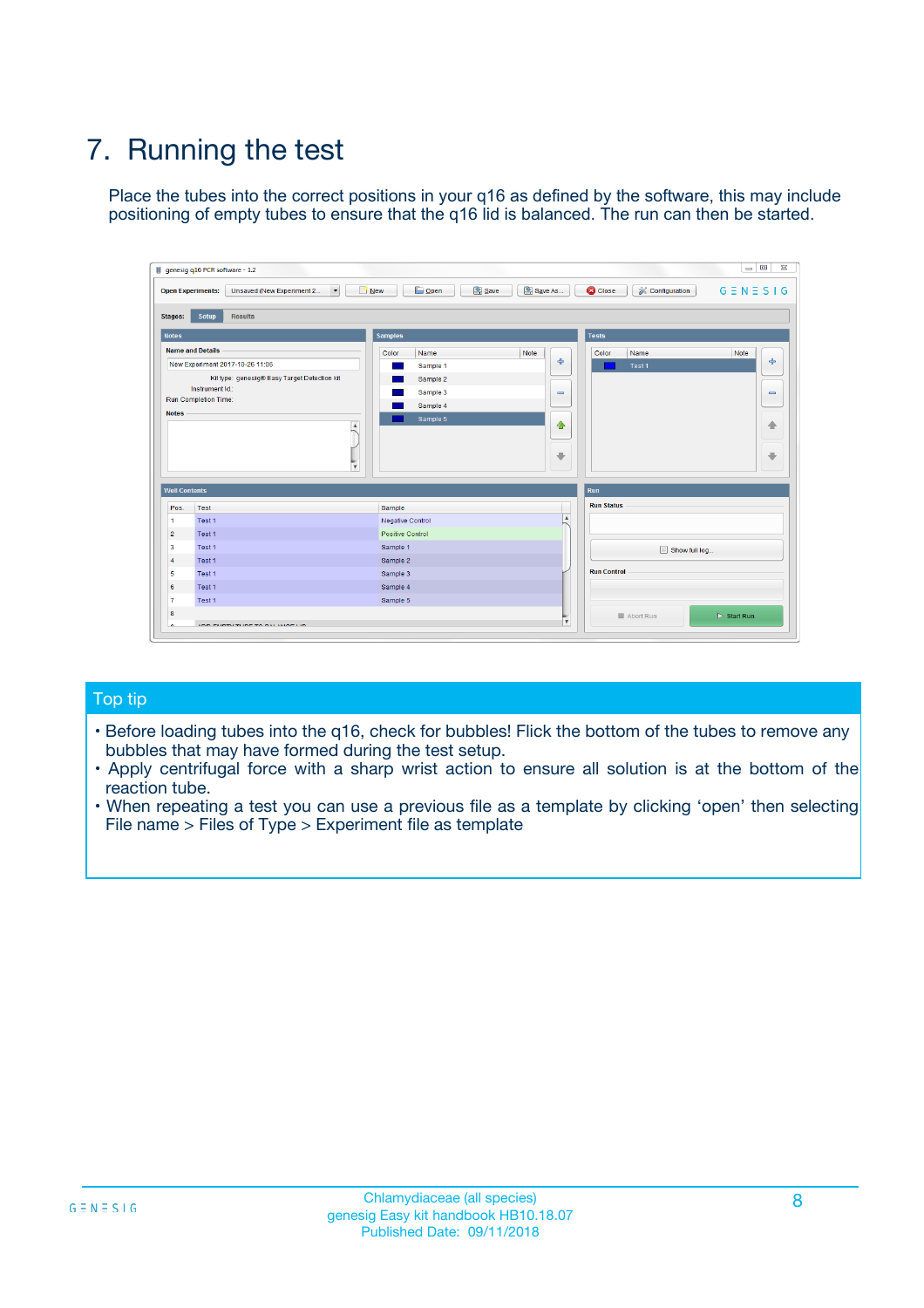# 7. Running the test

Place the tubes into the correct positions in your q16 as defined by the software, this may include positioning of empty tubes to ensure that the q16 lid is balanced. The run can then be started.

## Top tip

- Before loading tubes into the q16, check for bubbles! Flick the bottom of the tubes to remove any bubbles that may have formed during the test setup.
- Apply centrifugal force with a sharp wrist action to ensure all solution is at the bottom of the reaction tube.
- When repeating a test you can use a previous file as a template by clicking 'open' then selecting File name > Files of Type > Experiment file as template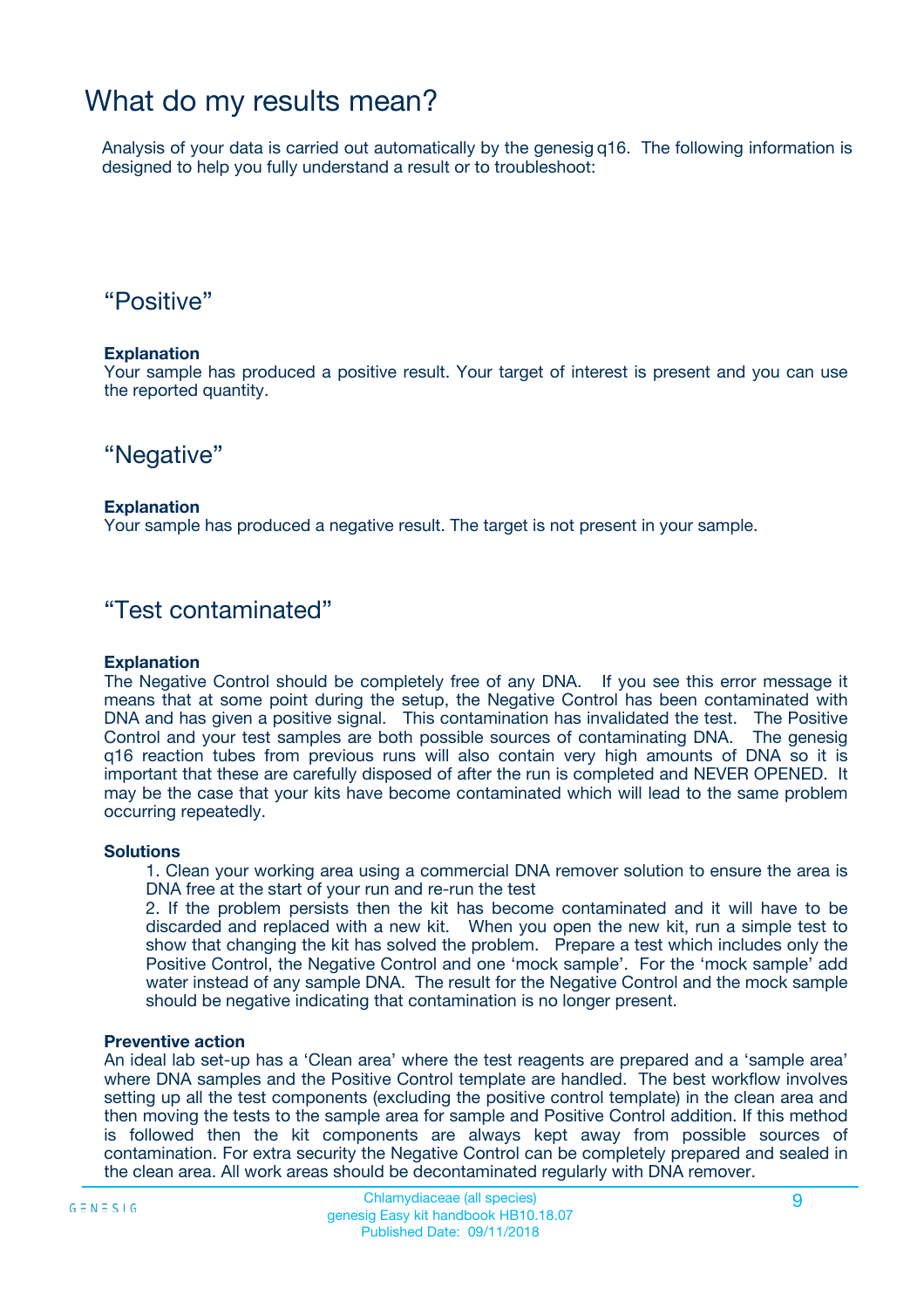# What do my results mean?

Analysis of your data is carried out automatically by the genesig q16. The following information is designed to help you fully understand a result or to troubleshoot:

## “Positive”

**Explanation**
Your sample has produced a positive result. Your target of interest is present and you can use the reported quantity.

## “Negative”

**Explanation**
Your sample has produced a negative result. The target is not present in your sample.

## “Test contaminated”

**Explanation**
The Negative Control should be completely free of any DNA. If you see this error message it means that at some point during the setup, the Negative Control has been contaminated with DNA and has given a positive signal. This contamination has invalidated the test. The Positive Control and your test samples are both possible sources of contaminating DNA. The genesig q16 reaction tubes from previous runs will also contain very high amounts of DNA so it is important that these are carefully disposed of after the run is completed and NEVER OPENED. It may be the case that your kits have become contaminated which will lead to the same problem occurring repeatedly.

**Solutions**

1. Clean your working area using a commercial DNA remover solution to ensure the area is DNA free at the start of your run and re-run the test
2. If the problem persists then the kit has become contaminated and it will have to be discarded and replaced with a new kit. When you open the new kit, run a simple test to show that changing the kit has solved the problem. Prepare a test which includes only the Positive Control, the Negative Control and one ‘mock sample’. For the ‘mock sample’ add water instead of any sample DNA. The result for the Negative Control and the mock sample should be negative indicating that contamination is no longer present.

**Preventive action**
An ideal lab set-up has a ‘Clean area’ where the test reagents are prepared and a ‘sample area’ where DNA samples and the Positive Control template are handled. The best workflow involves setting up all the test components (excluding the positive control template) in the clean area and then moving the tests to the sample area for sample and Positive Control addition. If this method is followed then the kit components are always kept away from possible sources of contamination. For extra security the Negative Control can be completely prepared and sealed in the clean area. All work areas should be decontaminated regularly with DNA remover.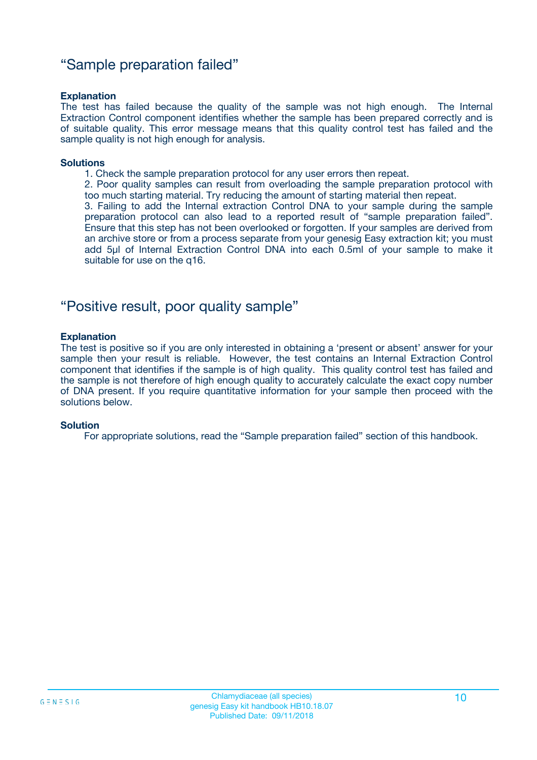## “Sample preparation failed”

**Explanation**

The test has failed because the quality of the sample was not high enough. The Internal Extraction Control component identifies whether the sample has been prepared correctly and is of suitable quality. This error message means that this quality control test has failed and the sample quality is not high enough for analysis.

**Solutions**

1. Check the sample preparation protocol for any user errors then repeat.
2. Poor quality samples can result from overloading the sample preparation protocol with too much starting material. Try reducing the amount of starting material then repeat.
3. Failing to add the Internal extraction Control DNA to your sample during the sample preparation protocol can also lead to a reported result of “sample preparation failed”. Ensure that this step has not been overlooked or forgotten. If your samples are derived from an archive store or from a process separate from your genesig Easy extraction kit; you must add 5µl of Internal Extraction Control DNA into each 0.5ml of your sample to make it suitable for use on the q16.

## “Positive result, poor quality sample”

**Explanation**

The test is positive so if you are only interested in obtaining a ‘present or absent’ answer for your sample then your result is reliable. However, the test contains an Internal Extraction Control component that identifies if the sample is of high quality. This quality control test has failed and the sample is not therefore of high enough quality to accurately calculate the exact copy number of DNA present. If you require quantitative information for your sample then proceed with the solutions below.

**Solution**

For appropriate solutions, read the “Sample preparation failed” section of this handbook.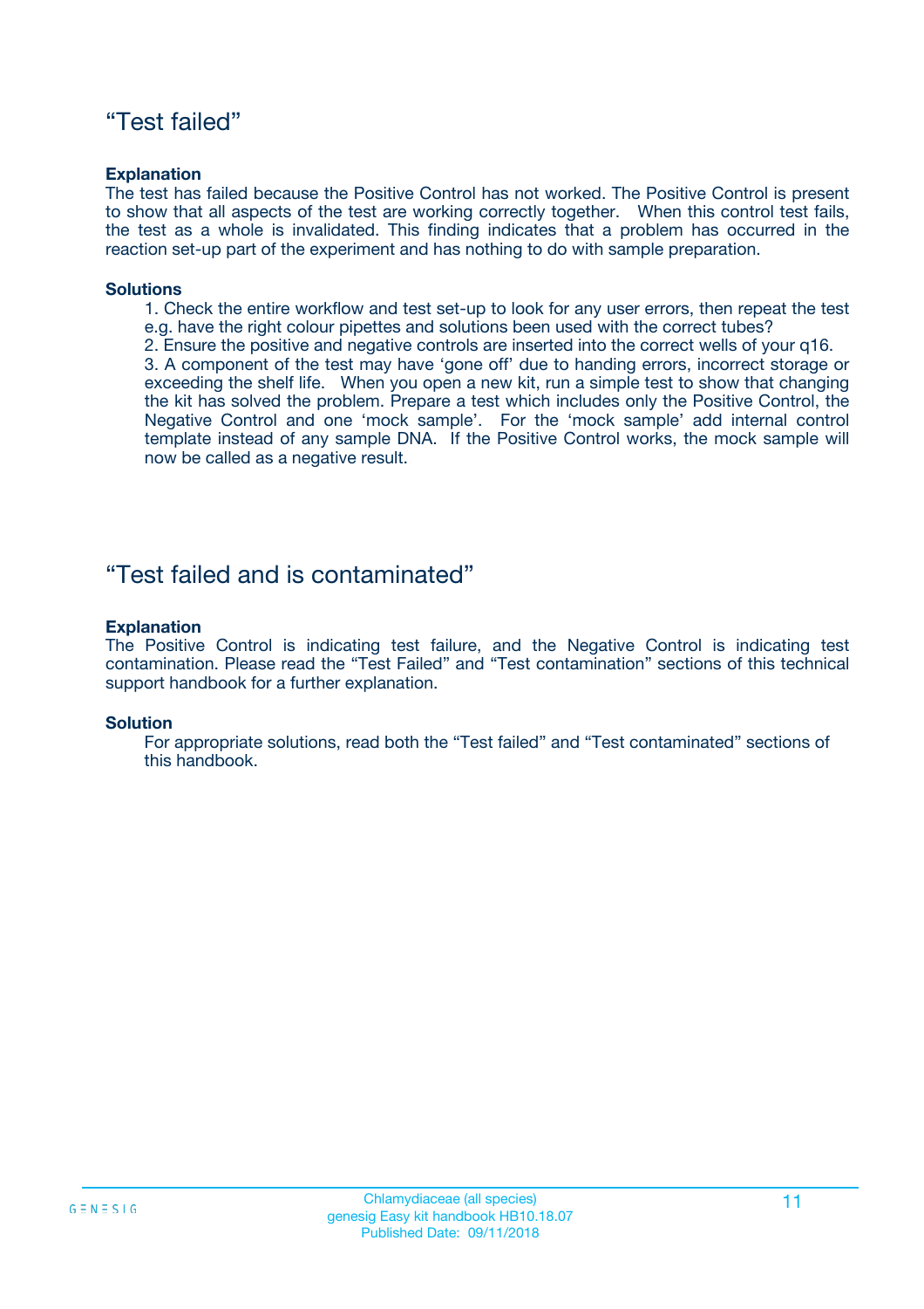## “Test failed”

**Explanation**

The test has failed because the Positive Control has not worked. The Positive Control is present to show that all aspects of the test are working correctly together. When this control test fails, the test as a whole is invalidated. This finding indicates that a problem has occurred in the reaction set-up part of the experiment and has nothing to do with sample preparation.

**Solutions**

1. Check the entire workflow and test set-up to look for any user errors, then repeat the test e.g. have the right colour pipettes and solutions been used with the correct tubes?
2. Ensure the positive and negative controls are inserted into the correct wells of your q16.
3. A component of the test may have ‘gone off’ due to handing errors, incorrect storage or exceeding the shelf life. When you open a new kit, run a simple test to show that changing the kit has solved the problem. Prepare a test which includes only the Positive Control, the Negative Control and one ‘mock sample’. For the ‘mock sample’ add internal control template instead of any sample DNA. If the Positive Control works, the mock sample will now be called as a negative result.

## “Test failed and is contaminated”

**Explanation**

The Positive Control is indicating test failure, and the Negative Control is indicating test contamination. Please read the “Test Failed” and “Test contamination” sections of this technical support handbook for a further explanation.

**Solution**

For appropriate solutions, read both the “Test failed” and “Test contaminated” sections of this handbook.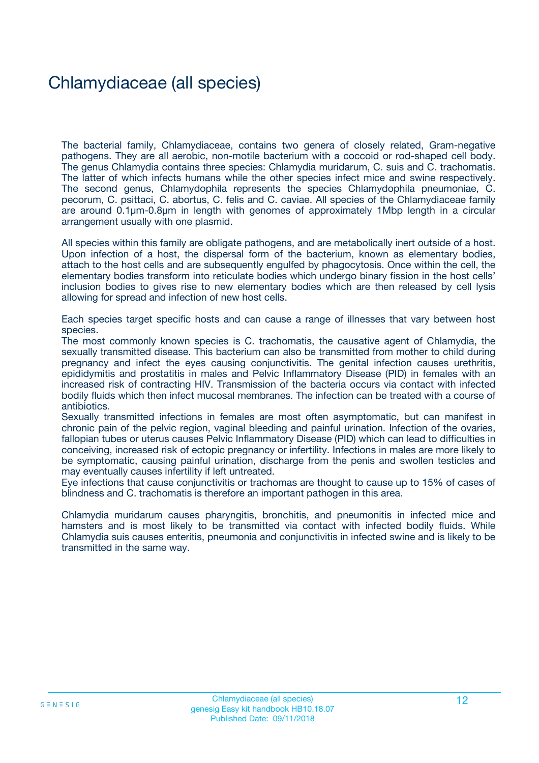# Chlamydiaceae (all species)

The bacterial family, Chlamydiaceae, contains two genera of closely related, Gram-negative pathogens. They are all aerobic, non-motile bacterium with a coccoid or rod-shaped cell body. The genus Chlamydia contains three species: Chlamydia muridarum, C. suis and C. trachomatis. The latter of which infects humans while the other species infect mice and swine respectively. The second genus, Chlamydophila represents the species Chlamydophila pneumoniae, C. pecorum, C. psittaci, C. abortus, C. felis and C. caviae. All species of the Chlamydiaceae family are around 0.1µm-0.8µm in length with genomes of approximately 1Mbp length in a circular arrangement usually with one plasmid.

All species within this family are obligate pathogens, and are metabolically inert outside of a host. Upon infection of a host, the dispersal form of the bacterium, known as elementary bodies, attach to the host cells and are subsequently engulfed by phagocytosis. Once within the cell, the elementary bodies transform into reticulate bodies which undergo binary fission in the host cells' inclusion bodies to gives rise to new elementary bodies which are then released by cell lysis allowing for spread and infection of new host cells.

Each species target specific hosts and can cause a range of illnesses that vary between host species.
The most commonly known species is C. trachomatis, the causative agent of Chlamydia, the sexually transmitted disease. This bacterium can also be transmitted from mother to child during pregnancy and infect the eyes causing conjunctivitis. The genital infection causes urethritis, epididymitis and prostatitis in males and Pelvic Inflammatory Disease (PID) in females with an increased risk of contracting HIV. Transmission of the bacteria occurs via contact with infected bodily fluids which then infect mucosal membranes. The infection can be treated with a course of antibiotics.
Sexually transmitted infections in females are most often asymptomatic, but can manifest in chronic pain of the pelvic region, vaginal bleeding and painful urination. Infection of the ovaries, fallopian tubes or uterus causes Pelvic Inflammatory Disease (PID) which can lead to difficulties in conceiving, increased risk of ectopic pregnancy or infertility. Infections in males are more likely to be symptomatic, causing painful urination, discharge from the penis and swollen testicles and may eventually causes infertility if left untreated.
Eye infections that cause conjunctivitis or trachomas are thought to cause up to 15% of cases of blindness and C. trachomatis is therefore an important pathogen in this area.

Chlamydia muridarum causes pharyngitis, bronchitis, and pneumonitis in infected mice and hamsters and is most likely to be transmitted via contact with infected bodily fluids. While Chlamydia suis causes enteritis, pneumonia and conjunctivitis in infected swine and is likely to be transmitted in the same way.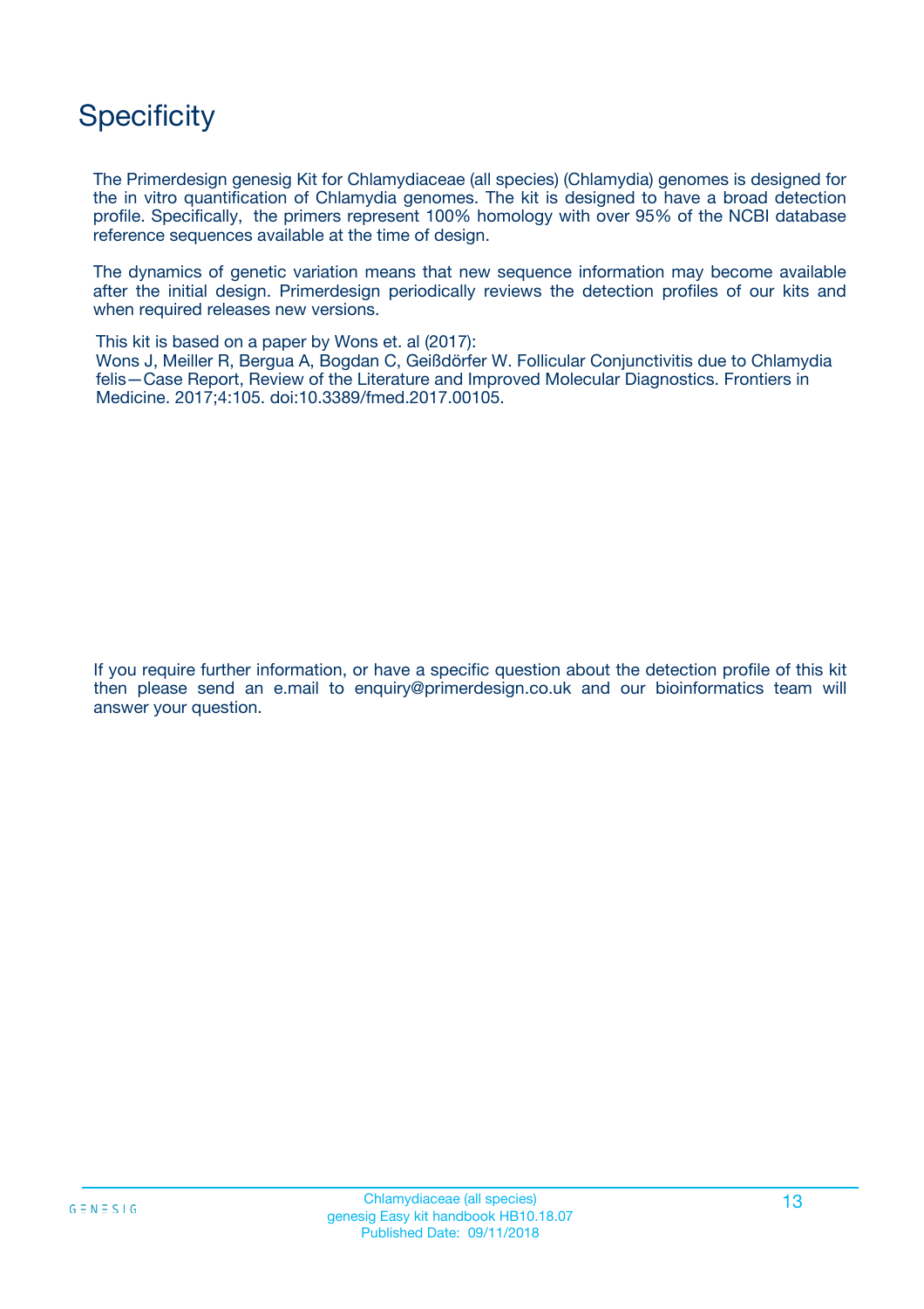# Specificity

The Primerdesign genesig Kit for Chlamydiaceae (all species) (Chlamydia) genomes is designed for the in vitro quantification of Chlamydia genomes. The kit is designed to have a broad detection profile. Specifically, the primers represent 100% homology with over 95% of the NCBI database reference sequences available at the time of design.

The dynamics of genetic variation means that new sequence information may become available after the initial design. Primerdesign periodically reviews the detection profiles of our kits and when required releases new versions.

This kit is based on a paper by Wons et. al (2017):
Wons J, Meiller R, Bergua A, Bogdan C, Geißdörfer W. Follicular Conjunctivitis due to Chlamydia felis—Case Report, Review of the Literature and Improved Molecular Diagnostics. Frontiers in Medicine. 2017;4:105. doi:10.3389/fmed.2017.00105.

If you require further information, or have a specific question about the detection profile of this kit then please send an e.mail to enquiry@primerdesign.co.uk and our bioinformatics team will answer your question.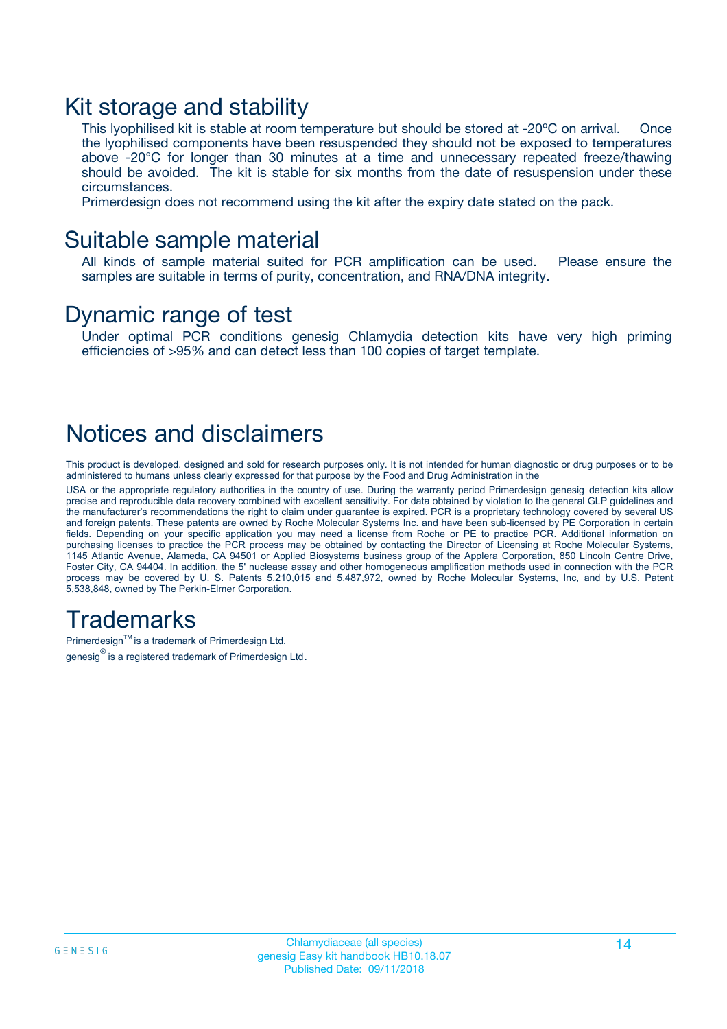## Kit storage and stability

This lyophilised kit is stable at room temperature but should be stored at -20ºC on arrival. Once the lyophilised components have been resuspended they should not be exposed to temperatures above -20°C for longer than 30 minutes at a time and unnecessary repeated freeze/thawing should be avoided. The kit is stable for six months from the date of resuspension under these circumstances.

Primerdesign does not recommend using the kit after the expiry date stated on the pack.

## Suitable sample material

All kinds of sample material suited for PCR amplification can be used. Please ensure the samples are suitable in terms of purity, concentration, and RNA/DNA integrity.

## Dynamic range of test

Under optimal PCR conditions genesig Chlamydia detection kits have very high priming efficiencies of >95% and can detect less than 100 copies of target template.

# Notices and disclaimers

This product is developed, designed and sold for research purposes only. It is not intended for human diagnostic or drug purposes or to be administered to humans unless clearly expressed for that purpose by the Food and Drug Administration in the

USA or the appropriate regulatory authorities in the country of use. During the warranty period Primerdesign genesig detection kits allow precise and reproducible data recovery combined with excellent sensitivity. For data obtained by violation to the general GLP guidelines and the manufacturer's recommendations the right to claim under guarantee is expired. PCR is a proprietary technology covered by several US and foreign patents. These patents are owned by Roche Molecular Systems Inc. and have been sub-licensed by PE Corporation in certain fields. Depending on your specific application you may need a license from Roche or PE to practice PCR. Additional information on purchasing licenses to practice the PCR process may be obtained by contacting the Director of Licensing at Roche Molecular Systems, 1145 Atlantic Avenue, Alameda, CA 94501 or Applied Biosystems business group of the Applera Corporation, 850 Lincoln Centre Drive, Foster City, CA 94404. In addition, the 5' nuclease assay and other homogeneous amplification methods used in connection with the PCR process may be covered by U. S. Patents 5,210,015 and 5,487,972, owned by Roche Molecular Systems, Inc, and by U.S. Patent 5,538,848, owned by The Perkin-Elmer Corporation.

# Trademarks

Primerdesign™ is a trademark of Primerdesign Ltd.

genesig® is a registered trademark of Primerdesign Ltd.